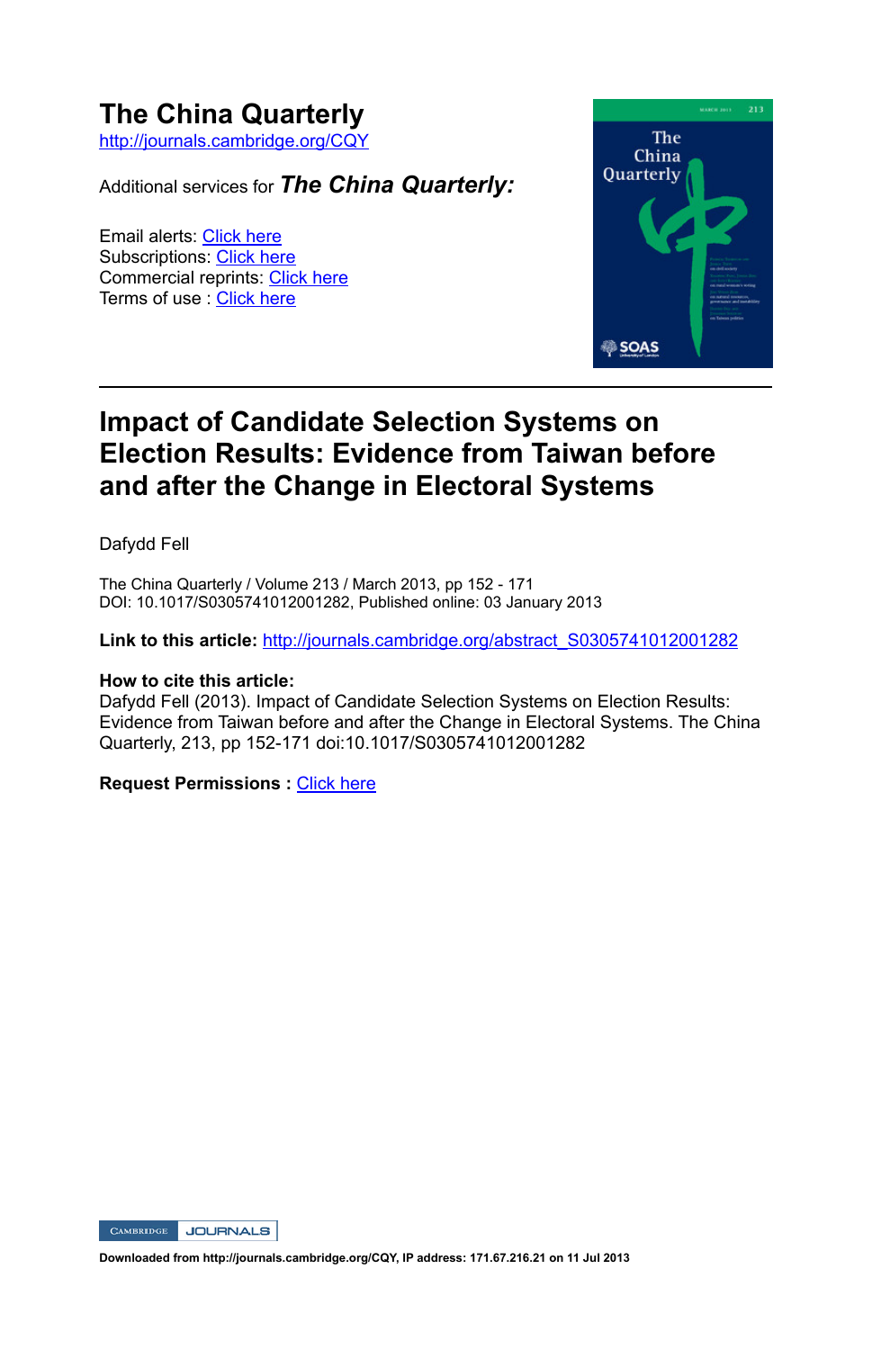# The China Quarterly

http://journals.cambridge.org/CQY

Additional services for ***The China Quarterly:***

Email alerts: Click here
Subscriptions: Click here
Commercial reprints: Click here
Terms of use : Click here

## Impact of Candidate Selection Systems on Election Results: Evidence from Taiwan before and after the Change in Electoral Systems

Dafydd Fell

The China Quarterly / Volume 213 / March 2013, pp 152 - 171
DOI: 10.1017/S0305741012001282, Published online: 03 January 2013

**Link to this article:** http://journals.cambridge.org/abstract_S0305741012001282

**How to cite this article:**
Dafydd Fell (2013). Impact of Candidate Selection Systems on Election Results: Evidence from Taiwan before and after the Change in Electoral Systems. The China Quarterly, 213, pp 152-171 doi:10.1017/S0305741012001282

**Request Permissions :** Click here

**Downloaded from http://journals.cambridge.org/CQY, IP address: 171.67.216.21 on 11 Jul 2013**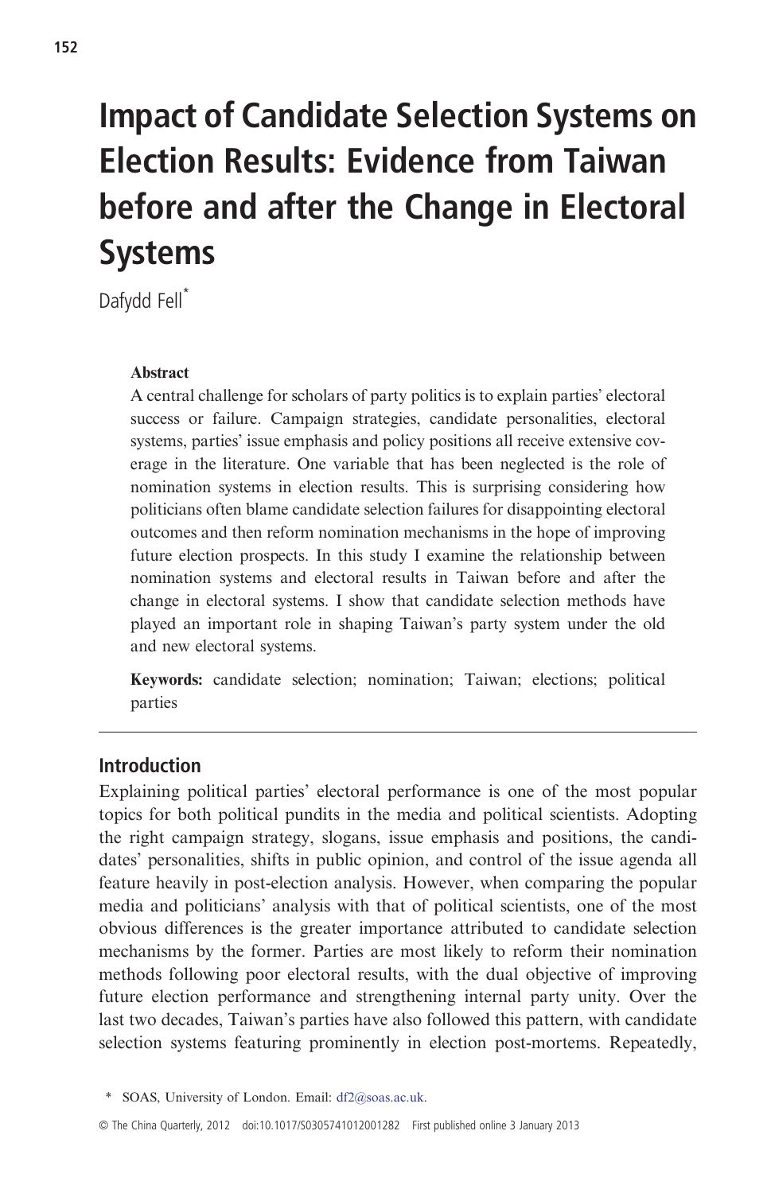# Impact of Candidate Selection Systems on Election Results: Evidence from Taiwan before and after the Change in Electoral Systems

Dafydd Fell*

**Abstract**

A central challenge for scholars of party politics is to explain parties' electoral success or failure. Campaign strategies, candidate personalities, electoral systems, parties' issue emphasis and policy positions all receive extensive coverage in the literature. One variable that has been neglected is the role of nomination systems in election results. This is surprising considering how politicians often blame candidate selection failures for disappointing electoral outcomes and then reform nomination mechanisms in the hope of improving future election prospects. In this study I examine the relationship between nomination systems and electoral results in Taiwan before and after the change in electoral systems. I show that candidate selection methods have played an important role in shaping Taiwan's party system under the old and new electoral systems.

**Keywords:** candidate selection; nomination; Taiwan; elections; political parties

## Introduction

Explaining political parties' electoral performance is one of the most popular topics for both political pundits in the media and political scientists. Adopting the right campaign strategy, slogans, issue emphasis and positions, the candidates' personalities, shifts in public opinion, and control of the issue agenda all feature heavily in post-election analysis. However, when comparing the popular media and politicians' analysis with that of political scientists, one of the most obvious differences is the greater importance attributed to candidate selection mechanisms by the former. Parties are most likely to reform their nomination methods following poor electoral results, with the dual objective of improving future election performance and strengthening internal party unity. Over the last two decades, Taiwan's parties have also followed this pattern, with candidate selection systems featuring prominently in election post-mortems. Repeatedly,

\* SOAS, University of London. Email: df2@soas.ac.uk.

© The China Quarterly, 2012 doi:10.1017/S0305741012001282 First published online 3 January 2013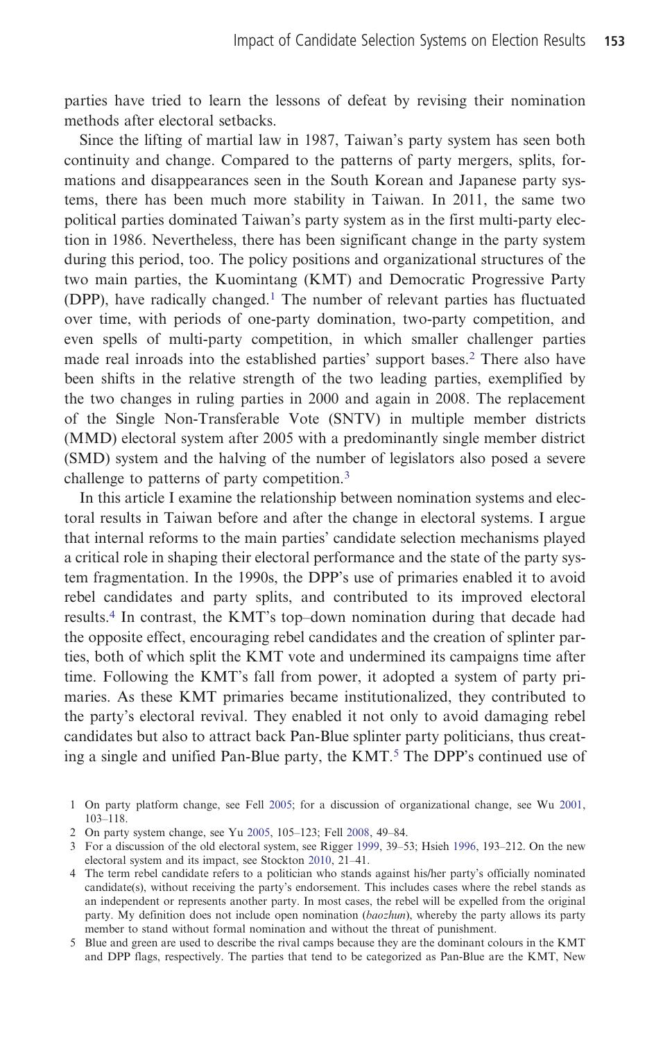parties have tried to learn the lessons of defeat by revising their nomination methods after electoral setbacks.

Since the lifting of martial law in 1987, Taiwan's party system has seen both continuity and change. Compared to the patterns of party mergers, splits, formations and disappearances seen in the South Korean and Japanese party systems, there has been much more stability in Taiwan. In 2011, the same two political parties dominated Taiwan's party system as in the first multi-party election in 1986. Nevertheless, there has been significant change in the party system during this period, too. The policy positions and organizational structures of the two main parties, the Kuomintang (KMT) and Democratic Progressive Party (DPP), have radically changed.[1] The number of relevant parties has fluctuated over time, with periods of one-party domination, two-party competition, and even spells of multi-party competition, in which smaller challenger parties made real inroads into the established parties' support bases.[2] There also have been shifts in the relative strength of the two leading parties, exemplified by the two changes in ruling parties in 2000 and again in 2008. The replacement of the Single Non-Transferable Vote (SNTV) in multiple member districts (MMD) electoral system after 2005 with a predominantly single member district (SMD) system and the halving of the number of legislators also posed a severe challenge to patterns of party competition.[3]

In this article I examine the relationship between nomination systems and electoral results in Taiwan before and after the change in electoral systems. I argue that internal reforms to the main parties' candidate selection mechanisms played a critical role in shaping their electoral performance and the state of the party system fragmentation. In the 1990s, the DPP's use of primaries enabled it to avoid rebel candidates and party splits, and contributed to its improved electoral results.[4] In contrast, the KMT's top–down nomination during that decade had the opposite effect, encouraging rebel candidates and the creation of splinter parties, both of which split the KMT vote and undermined its campaigns time after time. Following the KMT's fall from power, it adopted a system of party primaries. As these KMT primaries became institutionalized, they contributed to the party's electoral revival. They enabled it not only to avoid damaging rebel candidates but also to attract back Pan-Blue splinter party politicians, thus creating a single and unified Pan-Blue party, the KMT.[5] The DPP's continued use of

1 On party platform change, see Fell 2005; for a discussion of organizational change, see Wu 2001, 103–118.

2 On party system change, see Yu 2005, 105–123; Fell 2008, 49–84.

3 For a discussion of the old electoral system, see Rigger 1999, 39–53; Hsieh 1996, 193–212. On the new electoral system and its impact, see Stockton 2010, 21–41.

4 The term rebel candidate refers to a politician who stands against his/her party's officially nominated candidate(s), without receiving the party's endorsement. This includes cases where the rebel stands as an independent or represents another party. In most cases, the rebel will be expelled from the original party. My definition does not include open nomination (*baozhun*), whereby the party allows its party member to stand without formal nomination and without the threat of punishment.

5 Blue and green are used to describe the rival camps because they are the dominant colours in the KMT and DPP flags, respectively. The parties that tend to be categorized as Pan-Blue are the KMT, New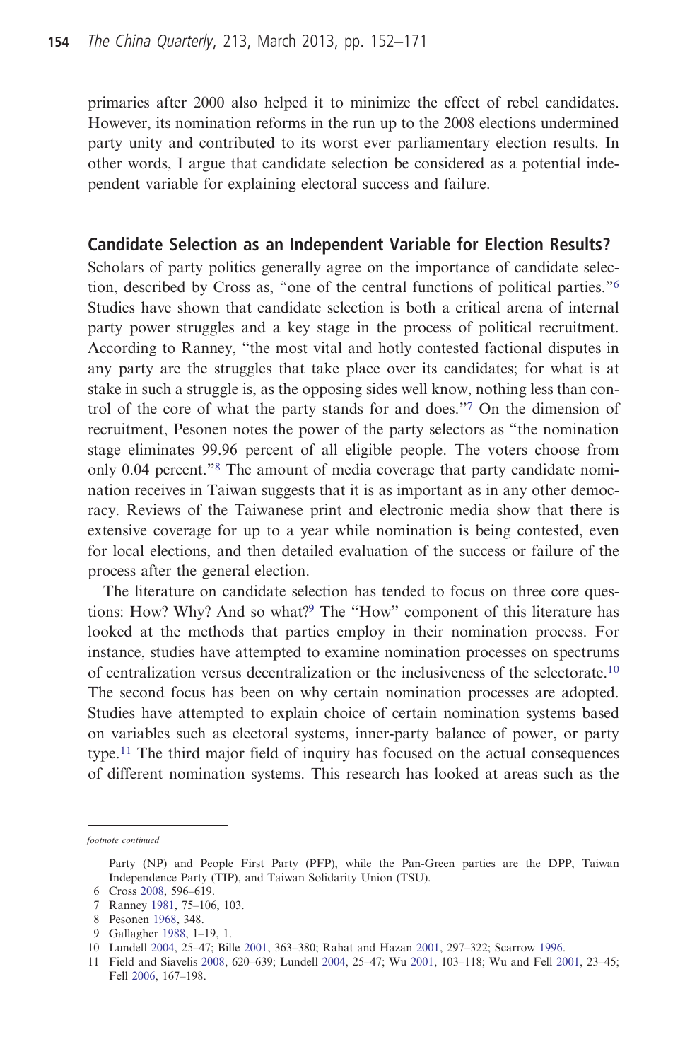primaries after 2000 also helped it to minimize the effect of rebel candidates. However, its nomination reforms in the run up to the 2008 elections undermined party unity and contributed to its worst ever parliamentary election results. In other words, I argue that candidate selection be considered as a potential independent variable for explaining electoral success and failure.

## Candidate Selection as an Independent Variable for Election Results?

Scholars of party politics generally agree on the importance of candidate selection, described by Cross as, "one of the central functions of political parties."[6] Studies have shown that candidate selection is both a critical arena of internal party power struggles and a key stage in the process of political recruitment. According to Ranney, "the most vital and hotly contested factional disputes in any party are the struggles that take place over its candidates; for what is at stake in such a struggle is, as the opposing sides well know, nothing less than control of the core of what the party stands for and does."[7] On the dimension of recruitment, Pesonen notes the power of the party selectors as "the nomination stage eliminates 99.96 percent of all eligible people. The voters choose from only 0.04 percent."[8] The amount of media coverage that party candidate nomination receives in Taiwan suggests that it is as important as in any other democracy. Reviews of the Taiwanese print and electronic media show that there is extensive coverage for up to a year while nomination is being contested, even for local elections, and then detailed evaluation of the success or failure of the process after the general election.

The literature on candidate selection has tended to focus on three core questions: How? Why? And so what?[9] The "How" component of this literature has looked at the methods that parties employ in their nomination process. For instance, studies have attempted to examine nomination processes on spectrums of centralization versus decentralization or the inclusiveness of the selectorate.[10] The second focus has been on why certain nomination processes are adopted. Studies have attempted to explain choice of certain nomination systems based on variables such as electoral systems, inner-party balance of power, or party type.[11] The third major field of inquiry has focused on the actual consequences of different nomination systems. This research has looked at areas such as the

---

*footnote continued*

Party (NP) and People First Party (PFP), while the Pan-Green parties are the DPP, Taiwan Independence Party (TIP), and Taiwan Solidarity Union (TSU).

6 Cross 2008, 596–619.

7 Ranney 1981, 75–106, 103.

8 Pesonen 1968, 348.

9 Gallagher 1988, 1–19, 1.

10 Lundell 2004, 25–47; Bille 2001, 363–380; Rahat and Hazan 2001, 297–322; Scarrow 1996.

11 Field and Siavelis 2008, 620–639; Lundell 2004, 25–47; Wu 2001, 103–118; Wu and Fell 2001, 23–45; Fell 2006, 167–198.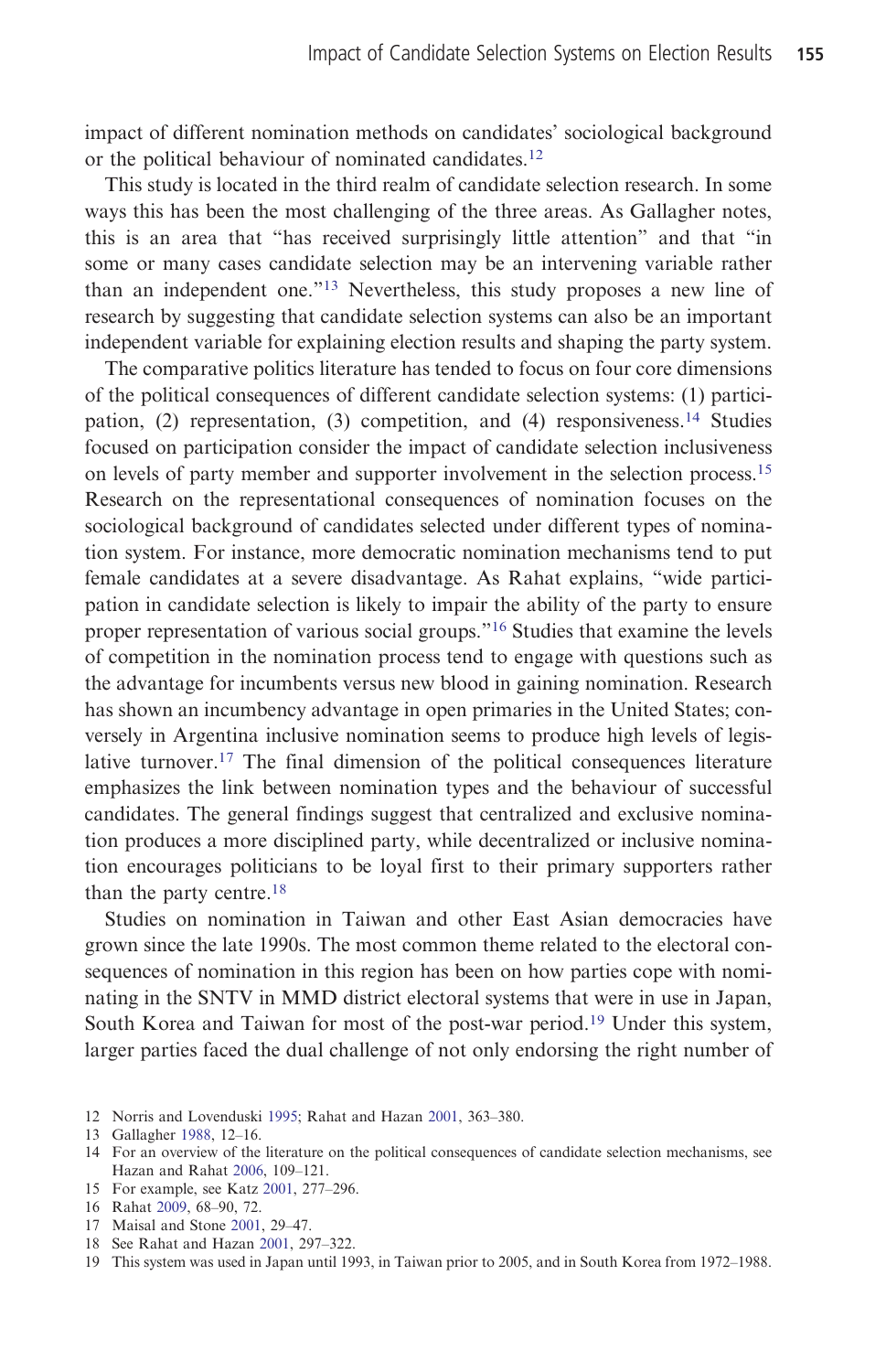impact of different nomination methods on candidates' sociological background or the political behaviour of nominated candidates.[12]

This study is located in the third realm of candidate selection research. In some ways this has been the most challenging of the three areas. As Gallagher notes, this is an area that "has received surprisingly little attention" and that "in some or many cases candidate selection may be an intervening variable rather than an independent one."[13] Nevertheless, this study proposes a new line of research by suggesting that candidate selection systems can also be an important independent variable for explaining election results and shaping the party system.

The comparative politics literature has tended to focus on four core dimensions of the political consequences of different candidate selection systems: (1) participation, (2) representation, (3) competition, and (4) responsiveness.[14] Studies focused on participation consider the impact of candidate selection inclusiveness on levels of party member and supporter involvement in the selection process.[15] Research on the representational consequences of nomination focuses on the sociological background of candidates selected under different types of nomination system. For instance, more democratic nomination mechanisms tend to put female candidates at a severe disadvantage. As Rahat explains, "wide participation in candidate selection is likely to impair the ability of the party to ensure proper representation of various social groups."[16] Studies that examine the levels of competition in the nomination process tend to engage with questions such as the advantage for incumbents versus new blood in gaining nomination. Research has shown an incumbency advantage in open primaries in the United States; conversely in Argentina inclusive nomination seems to produce high levels of legislative turnover.[17] The final dimension of the political consequences literature emphasizes the link between nomination types and the behaviour of successful candidates. The general findings suggest that centralized and exclusive nomination produces a more disciplined party, while decentralized or inclusive nomination encourages politicians to be loyal first to their primary supporters rather than the party centre.[18]

Studies on nomination in Taiwan and other East Asian democracies have grown since the late 1990s. The most common theme related to the electoral consequences of nomination in this region has been on how parties cope with nominating in the SNTV in MMD district electoral systems that were in use in Japan, South Korea and Taiwan for most of the post-war period.[19] Under this system, larger parties faced the dual challenge of not only endorsing the right number of

12 Norris and Lovenduski 1995; Rahat and Hazan 2001, 363–380.

13 Gallagher 1988, 12–16.

14 For an overview of the literature on the political consequences of candidate selection mechanisms, see Hazan and Rahat 2006, 109–121.

15 For example, see Katz 2001, 277–296.

16 Rahat 2009, 68–90, 72.

17 Maisal and Stone 2001, 29–47.

18 See Rahat and Hazan 2001, 297–322.

19 This system was used in Japan until 1993, in Taiwan prior to 2005, and in South Korea from 1972–1988.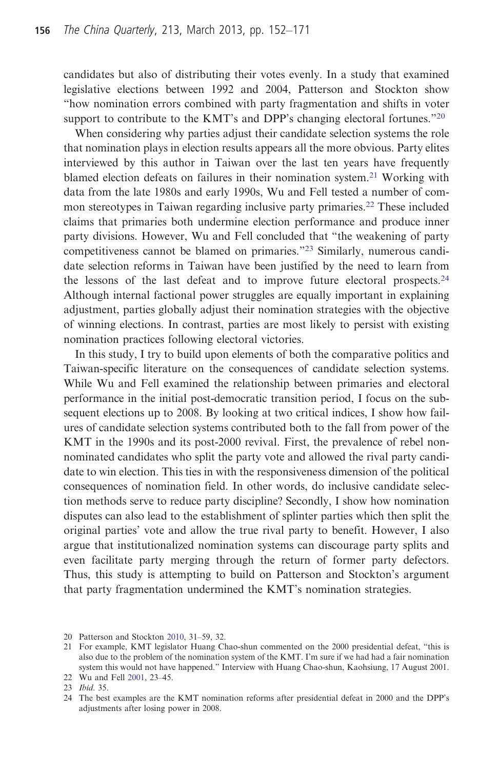candidates but also of distributing their votes evenly. In a study that examined legislative elections between 1992 and 2004, Patterson and Stockton show "how nomination errors combined with party fragmentation and shifts in voter support to contribute to the KMT's and DPP's changing electoral fortunes."[20]

When considering why parties adjust their candidate selection systems the role that nomination plays in election results appears all the more obvious. Party elites interviewed by this author in Taiwan over the last ten years have frequently blamed election defeats on failures in their nomination system.[21] Working with data from the late 1980s and early 1990s, Wu and Fell tested a number of common stereotypes in Taiwan regarding inclusive party primaries.[22] These included claims that primaries both undermine election performance and produce inner party divisions. However, Wu and Fell concluded that "the weakening of party competitiveness cannot be blamed on primaries."[23] Similarly, numerous candidate selection reforms in Taiwan have been justified by the need to learn from the lessons of the last defeat and to improve future electoral prospects.[24] Although internal factional power struggles are equally important in explaining adjustment, parties globally adjust their nomination strategies with the objective of winning elections. In contrast, parties are most likely to persist with existing nomination practices following electoral victories.

In this study, I try to build upon elements of both the comparative politics and Taiwan-specific literature on the consequences of candidate selection systems. While Wu and Fell examined the relationship between primaries and electoral performance in the initial post-democratic transition period, I focus on the subsequent elections up to 2008. By looking at two critical indices, I show how failures of candidate selection systems contributed both to the fall from power of the KMT in the 1990s and its post-2000 revival. First, the prevalence of rebel non-nominated candidates who split the party vote and allowed the rival party candidate to win election. This ties in with the responsiveness dimension of the political consequences of nomination field. In other words, do inclusive candidate selection methods serve to reduce party discipline? Secondly, I show how nomination disputes can also lead to the establishment of splinter parties which then split the original parties' vote and allow the true rival party to benefit. However, I also argue that institutionalized nomination systems can discourage party splits and even facilitate party merging through the return of former party defectors. Thus, this study is attempting to build on Patterson and Stockton's argument that party fragmentation undermined the KMT's nomination strategies.

20 Patterson and Stockton 2010, 31–59, 32.

21 For example, KMT legislator Huang Chao-shun commented on the 2000 presidential defeat, "this is also due to the problem of the nomination system of the KMT. I'm sure if we had had a fair nomination system this would not have happened." Interview with Huang Chao-shun, Kaohsiung, 17 August 2001.

22 Wu and Fell 2001, 23–45.

23 *Ibid*. 35.

24 The best examples are the KMT nomination reforms after presidential defeat in 2000 and the DPP's adjustments after losing power in 2008.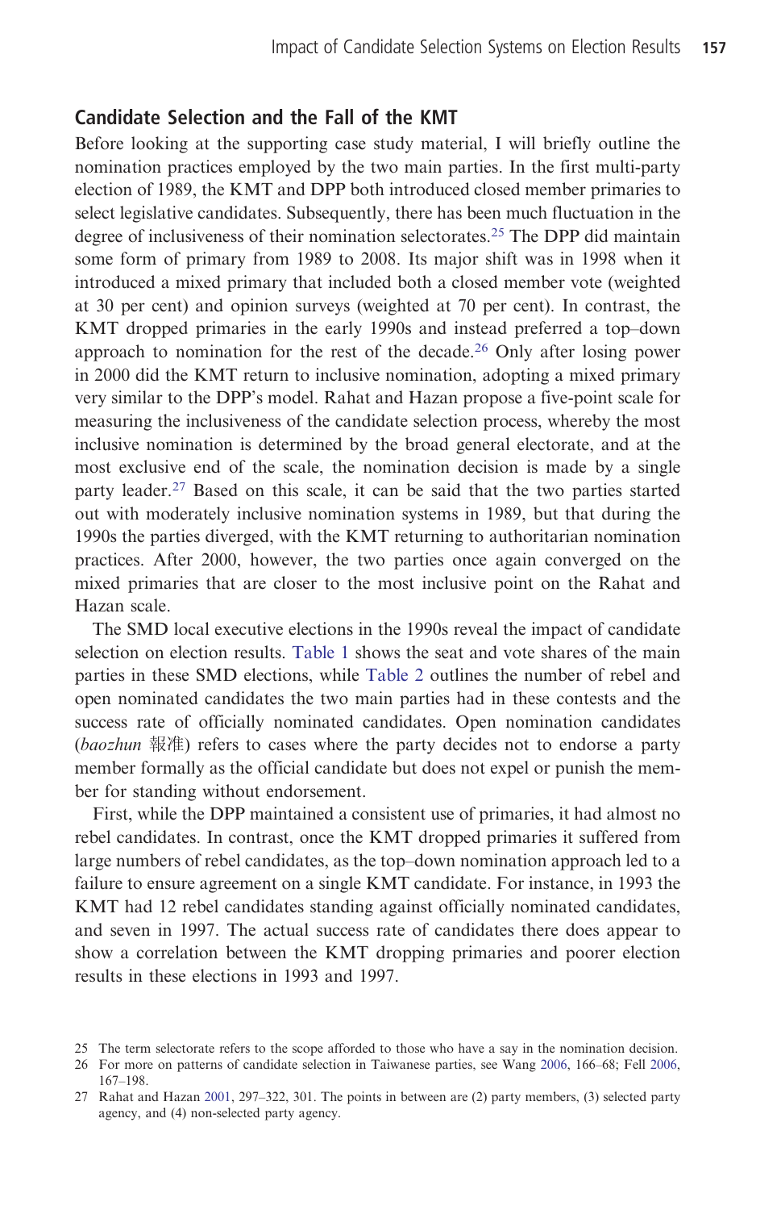## Candidate Selection and the Fall of the KMT

Before looking at the supporting case study material, I will briefly outline the nomination practices employed by the two main parties. In the first multi-party election of 1989, the KMT and DPP both introduced closed member primaries to select legislative candidates. Subsequently, there has been much fluctuation in the degree of inclusiveness of their nomination selectorates.[25] The DPP did maintain some form of primary from 1989 to 2008. Its major shift was in 1998 when it introduced a mixed primary that included both a closed member vote (weighted at 30 per cent) and opinion surveys (weighted at 70 per cent). In contrast, the KMT dropped primaries in the early 1990s and instead preferred a top–down approach to nomination for the rest of the decade.[26] Only after losing power in 2000 did the KMT return to inclusive nomination, adopting a mixed primary very similar to the DPP's model. Rahat and Hazan propose a five-point scale for measuring the inclusiveness of the candidate selection process, whereby the most inclusive nomination is determined by the broad general electorate, and at the most exclusive end of the scale, the nomination decision is made by a single party leader.[27] Based on this scale, it can be said that the two parties started out with moderately inclusive nomination systems in 1989, but that during the 1990s the parties diverged, with the KMT returning to authoritarian nomination practices. After 2000, however, the two parties once again converged on the mixed primaries that are closer to the most inclusive point on the Rahat and Hazan scale.

The SMD local executive elections in the 1990s reveal the impact of candidate selection on election results. Table 1 shows the seat and vote shares of the main parties in these SMD elections, while Table 2 outlines the number of rebel and open nominated candidates the two main parties had in these contests and the success rate of officially nominated candidates. Open nomination candidates (*baozhun* 報准) refers to cases where the party decides not to endorse a party member formally as the official candidate but does not expel or punish the member for standing without endorsement.

First, while the DPP maintained a consistent use of primaries, it had almost no rebel candidates. In contrast, once the KMT dropped primaries it suffered from large numbers of rebel candidates, as the top–down nomination approach led to a failure to ensure agreement on a single KMT candidate. For instance, in 1993 the KMT had 12 rebel candidates standing against officially nominated candidates, and seven in 1997. The actual success rate of candidates there does appear to show a correlation between the KMT dropping primaries and poorer election results in these elections in 1993 and 1997.

25 The term selectorate refers to the scope afforded to those who have a say in the nomination decision.

26 For more on patterns of candidate selection in Taiwanese parties, see Wang 2006, 166–68; Fell 2006, 167–198.

27 Rahat and Hazan 2001, 297–322, 301. The points in between are (2) party members, (3) selected party agency, and (4) non-selected party agency.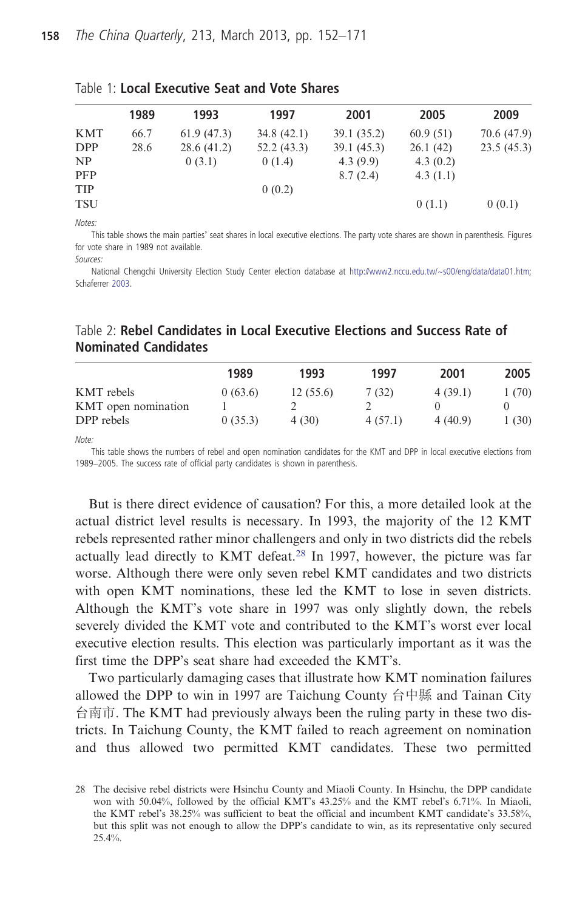Table 1: **Local Executive Seat and Vote Shares**

| | 1989 | 1993 | 1997 | 2001 | 2005 | 2009 |
|---|---|---|---|---|---|---|
| KMT | 66.7 | 61.9 (47.3) | 34.8 (42.1) | 39.1 (35.2) | 60.9 (51) | 70.6 (47.9) |
| DPP | 28.6 | 28.6 (41.2) | 52.2 (43.3) | 39.1 (45.3) | 26.1 (42) | 23.5 (45.3) |
| NP | | 0 (3.1) | 0 (1.4) | 4.3 (9.9) | 4.3 (0.2) | |
| PFP | | | | 8.7 (2.4) | 4.3 (1.1) | |
| TIP | | | 0 (0.2) | | | |
| TSU | | | | | 0 (1.1) | 0 (0.1) |

*Notes:*

This table shows the main parties' seat shares in local executive elections. The party vote shares are shown in parenthesis. Figures for vote share in 1989 not available.

*Sources:*

National Chengchi University Election Study Center election database at http://www2.nccu.edu.tw/~s00/eng/data/data01.htm; Schaferrer 2003.

Table 2: **Rebel Candidates in Local Executive Elections and Success Rate of Nominated Candidates**

| | 1989 | 1993 | 1997 | 2001 | 2005 |
|---|---|---|---|---|---|
| KMT rebels | 0 (63.6) | 12 (55.6) | 7 (32) | 4 (39.1) | 1 (70) |
| KMT open nomination | 1 | 2 | 2 | 0 | 0 |
| DPP rebels | 0 (35.3) | 4 (30) | 4 (57.1) | 4 (40.9) | 1 (30) |

*Note:*

This table shows the numbers of rebel and open nomination candidates for the KMT and DPP in local executive elections from 1989–2005. The success rate of official party candidates is shown in parenthesis.

But is there direct evidence of causation? For this, a more detailed look at the actual district level results is necessary. In 1993, the majority of the 12 KMT rebels represented rather minor challengers and only in two districts did the rebels actually lead directly to KMT defeat.[28] In 1997, however, the picture was far worse. Although there were only seven rebel KMT candidates and two districts with open KMT nominations, these led the KMT to lose in seven districts. Although the KMT's vote share in 1997 was only slightly down, the rebels severely divided the KMT vote and contributed to the KMT's worst ever local executive election results. This election was particularly important as it was the first time the DPP's seat share had exceeded the KMT's.

Two particularly damaging cases that illustrate how KMT nomination failures allowed the DPP to win in 1997 are Taichung County 台中縣 and Tainan City 台南市. The KMT had previously always been the ruling party in these two districts. In Taichung County, the KMT failed to reach agreement on nomination and thus allowed two permitted KMT candidates. These two permitted

28 The decisive rebel districts were Hsinchu County and Miaoli County. In Hsinchu, the DPP candidate won with 50.04%, followed by the official KMT's 43.25% and the KMT rebel's 6.71%. In Miaoli, the KMT rebel's 38.25% was sufficient to beat the official and incumbent KMT candidate's 33.58%, but this split was not enough to allow the DPP's candidate to win, as its representative only secured 25.4%.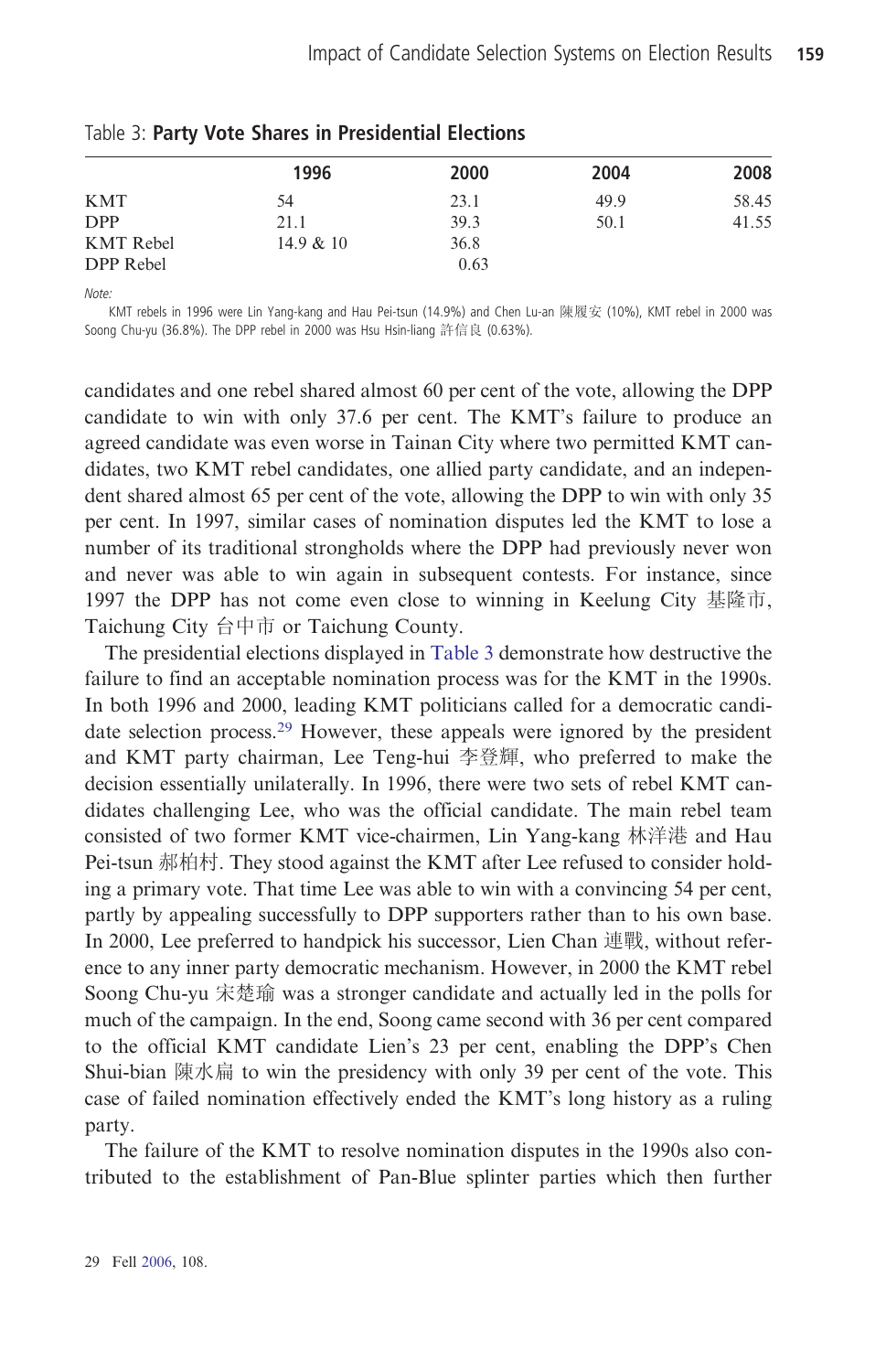Table 3: **Party Vote Shares in Presidential Elections**

| | 1996 | 2000 | 2004 | 2008 |
|---|---|---|---|---|
| KMT | 54 | 23.1 | 49.9 | 58.45 |
| DPP | 21.1 | 39.3 | 50.1 | 41.55 |
| KMT Rebel | 14.9 & 10 | 36.8 | | |
| DPP Rebel | | 0.63 | | |

*Note:*

KMT rebels in 1996 were Lin Yang-kang and Hau Pei-tsun (14.9%) and Chen Lu-an 陳履安 (10%), KMT rebel in 2000 was Soong Chu-yu (36.8%). The DPP rebel in 2000 was Hsu Hsin-liang 許信良 (0.63%).

candidates and one rebel shared almost 60 per cent of the vote, allowing the DPP candidate to win with only 37.6 per cent. The KMT's failure to produce an agreed candidate was even worse in Tainan City where two permitted KMT candidates, two KMT rebel candidates, one allied party candidate, and an independent shared almost 65 per cent of the vote, allowing the DPP to win with only 35 per cent. In 1997, similar cases of nomination disputes led the KMT to lose a number of its traditional strongholds where the DPP had previously never won and never was able to win again in subsequent contests. For instance, since 1997 the DPP has not come even close to winning in Keelung City 基隆市, Taichung City 台中市 or Taichung County.

The presidential elections displayed in Table 3 demonstrate how destructive the failure to find an acceptable nomination process was for the KMT in the 1990s. In both 1996 and 2000, leading KMT politicians called for a democratic candidate selection process.[29] However, these appeals were ignored by the president and KMT party chairman, Lee Teng-hui 李登輝, who preferred to make the decision essentially unilaterally. In 1996, there were two sets of rebel KMT candidates challenging Lee, who was the official candidate. The main rebel team consisted of two former KMT vice-chairmen, Lin Yang-kang 林洋港 and Hau Pei-tsun 郝柏村. They stood against the KMT after Lee refused to consider holding a primary vote. That time Lee was able to win with a convincing 54 per cent, partly by appealing successfully to DPP supporters rather than to his own base. In 2000, Lee preferred to handpick his successor, Lien Chan 連戰, without reference to any inner party democratic mechanism. However, in 2000 the KMT rebel Soong Chu-yu 宋楚瑜 was a stronger candidate and actually led in the polls for much of the campaign. In the end, Soong came second with 36 per cent compared to the official KMT candidate Lien's 23 per cent, enabling the DPP's Chen Shui-bian 陳水扁 to win the presidency with only 39 per cent of the vote. This case of failed nomination effectively ended the KMT's long history as a ruling party.

The failure of the KMT to resolve nomination disputes in the 1990s also contributed to the establishment of Pan-Blue splinter parties which then further

29 Fell 2006, 108.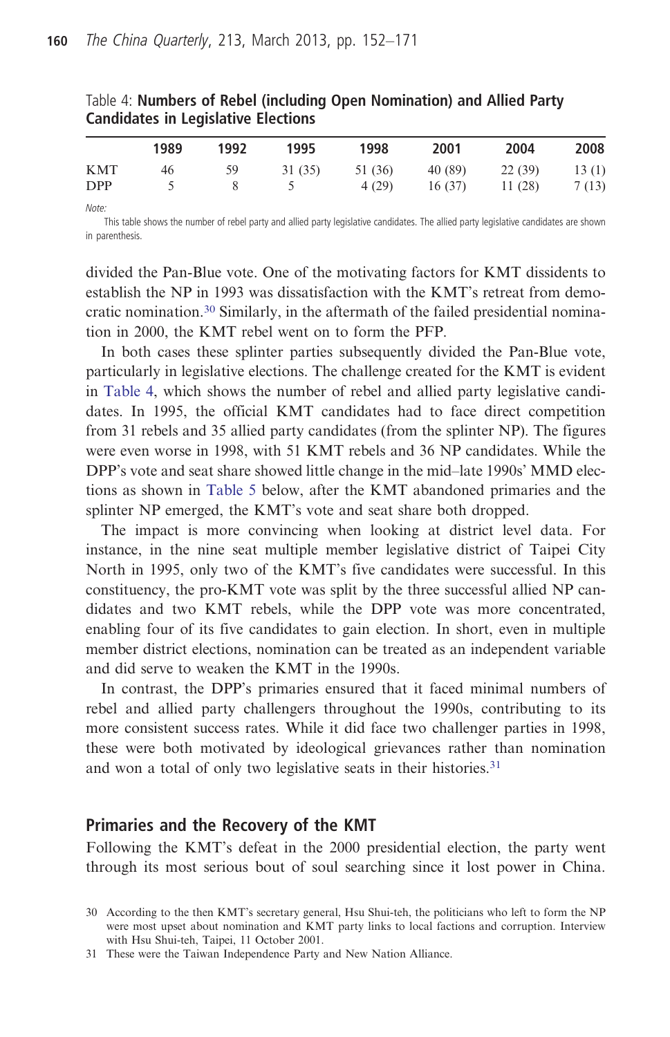Table 4: **Numbers of Rebel (including Open Nomination) and Allied Party Candidates in Legislative Elections**

| | 1989 | 1992 | 1995 | 1998 | 2001 | 2004 | 2008 |
|---|---|---|---|---|---|---|---|
| KMT | 46 | 59 | 31 (35) | 51 (36) | 40 (89) | 22 (39) | 13 (1) |
| DPP | 5 | 8 | 5 | 4 (29) | 16 (37) | 11 (28) | 7 (13) |

*Note:*

This table shows the number of rebel party and allied party legislative candidates. The allied party legislative candidates are shown in parenthesis.

divided the Pan-Blue vote. One of the motivating factors for KMT dissidents to establish the NP in 1993 was dissatisfaction with the KMT's retreat from democratic nomination.[30] Similarly, in the aftermath of the failed presidential nomination in 2000, the KMT rebel went on to form the PFP.

In both cases these splinter parties subsequently divided the Pan-Blue vote, particularly in legislative elections. The challenge created for the KMT is evident in Table 4, which shows the number of rebel and allied party legislative candidates. In 1995, the official KMT candidates had to face direct competition from 31 rebels and 35 allied party candidates (from the splinter NP). The figures were even worse in 1998, with 51 KMT rebels and 36 NP candidates. While the DPP's vote and seat share showed little change in the mid–late 1990s' MMD elections as shown in Table 5 below, after the KMT abandoned primaries and the splinter NP emerged, the KMT's vote and seat share both dropped.

The impact is more convincing when looking at district level data. For instance, in the nine seat multiple member legislative district of Taipei City North in 1995, only two of the KMT's five candidates were successful. In this constituency, the pro-KMT vote was split by the three successful allied NP candidates and two KMT rebels, while the DPP vote was more concentrated, enabling four of its five candidates to gain election. In short, even in multiple member district elections, nomination can be treated as an independent variable and did serve to weaken the KMT in the 1990s.

In contrast, the DPP's primaries ensured that it faced minimal numbers of rebel and allied party challengers throughout the 1990s, contributing to its more consistent success rates. While it did face two challenger parties in 1998, these were both motivated by ideological grievances rather than nomination and won a total of only two legislative seats in their histories.[31]

## Primaries and the Recovery of the KMT

Following the KMT's defeat in the 2000 presidential election, the party went through its most serious bout of soul searching since it lost power in China.

30 According to the then KMT's secretary general, Hsu Shui-teh, the politicians who left to form the NP were most upset about nomination and KMT party links to local factions and corruption. Interview with Hsu Shui-teh, Taipei, 11 October 2001.

31 These were the Taiwan Independence Party and New Nation Alliance.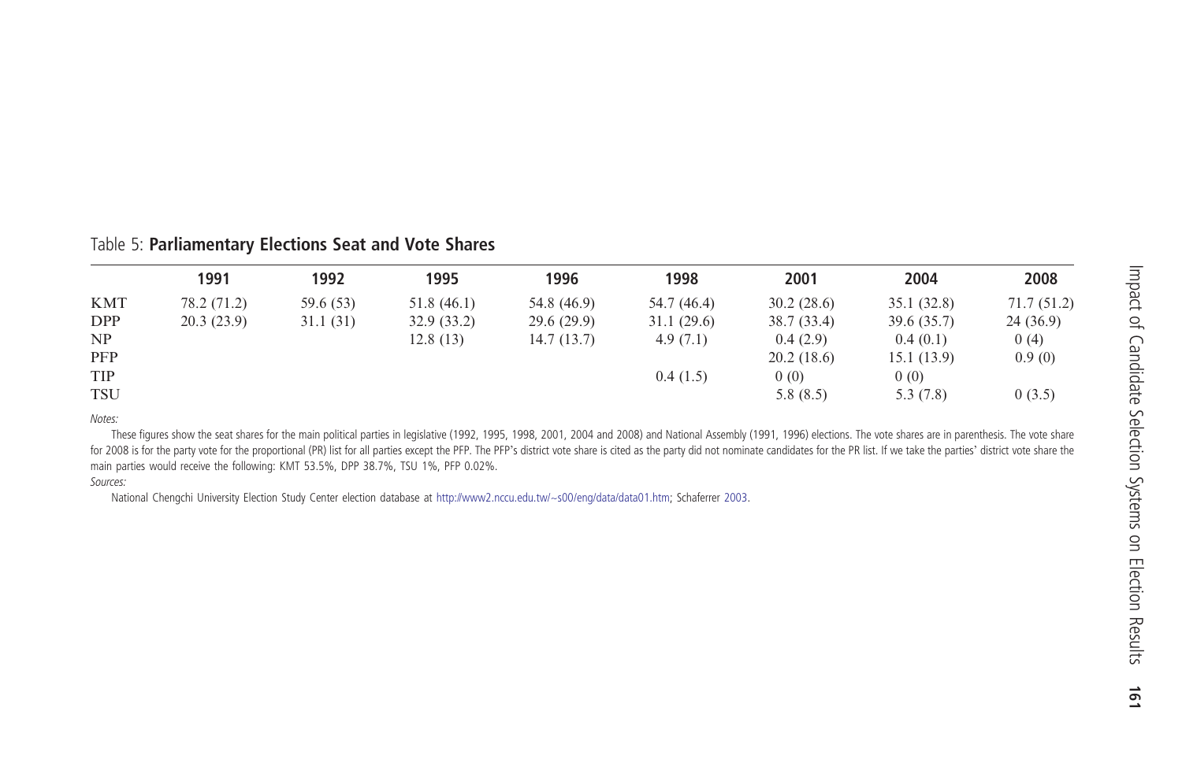Table 5: **Parliamentary Elections Seat and Vote Shares**

| | 1991 | 1992 | 1995 | 1996 | 1998 | 2001 | 2004 | 2008 |
|---|---|---|---|---|---|---|---|---|
| KMT | 78.2 (71.2) | 59.6 (53) | 51.8 (46.1) | 54.8 (46.9) | 54.7 (46.4) | 30.2 (28.6) | 35.1 (32.8) | 71.7 (51.2) |
| DPP | 20.3 (23.9) | 31.1 (31) | 32.9 (33.2) | 29.6 (29.9) | 31.1 (29.6) | 38.7 (33.4) | 39.6 (35.7) | 24 (36.9) |
| NP | | | 12.8 (13) | 14.7 (13.7) | 4.9 (7.1) | 0.4 (2.9) | 0.4 (0.1) | 0 (4) |
| PFP | | | | | | 20.2 (18.6) | 15.1 (13.9) | 0.9 (0) |
| TIP | | | | | 0.4 (1.5) | 0 (0) | 0 (0) | |
| TSU | | | | | | 5.8 (8.5) | 5.3 (7.8) | 0 (3.5) |

*Notes:*

These figures show the seat shares for the main political parties in legislative (1992, 1995, 1998, 2001, 2004 and 2008) and National Assembly (1991, 1996) elections. The vote shares are in parenthesis. The vote share for 2008 is for the party vote for the proportional (PR) list for all parties except the PFP. The PFP's district vote share is cited as the party did not nominate candidates for the PR list. If we take the parties' district vote share the main parties would receive the following: KMT 53.5%, DPP 38.7%, TSU 1%, PFP 0.02%.

*Sources:*

National Chengchi University Election Study Center election database at http://www2.nccu.edu.tw/~s00/eng/data/data01.htm; Schaferrer 2003.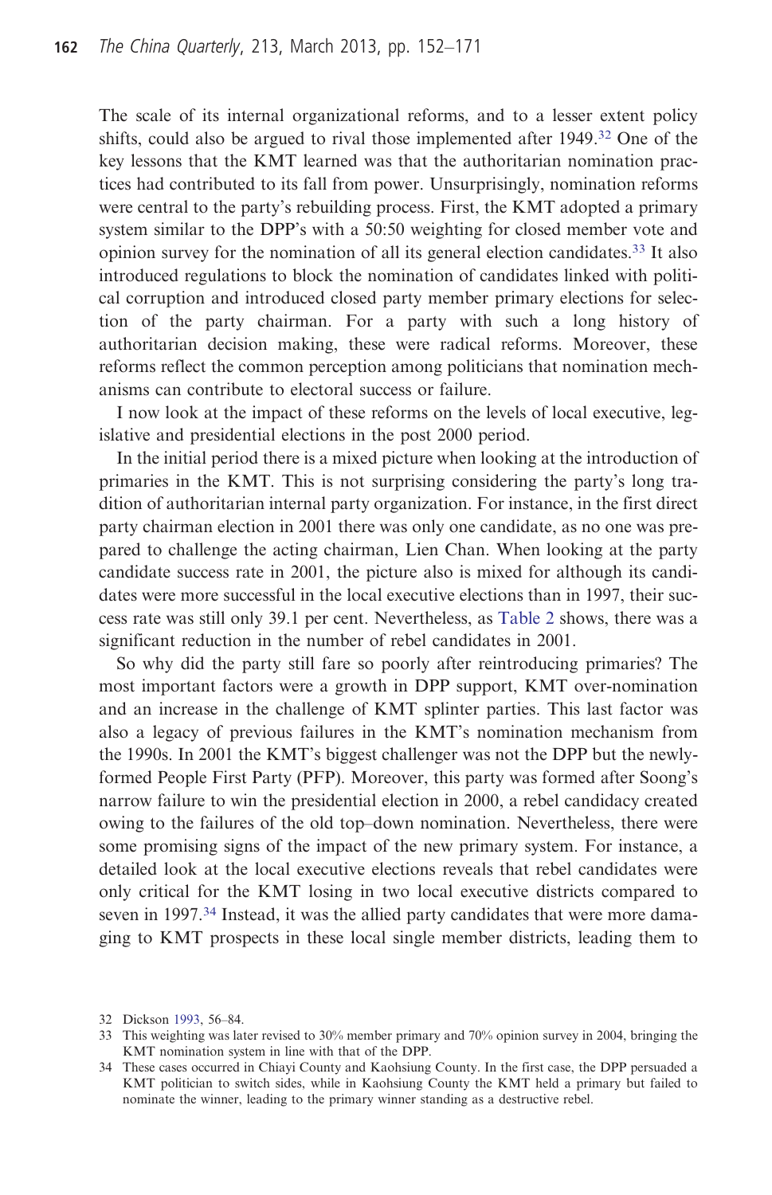The scale of its internal organizational reforms, and to a lesser extent policy shifts, could also be argued to rival those implemented after 1949.[32] One of the key lessons that the KMT learned was that the authoritarian nomination practices had contributed to its fall from power. Unsurprisingly, nomination reforms were central to the party's rebuilding process. First, the KMT adopted a primary system similar to the DPP's with a 50:50 weighting for closed member vote and opinion survey for the nomination of all its general election candidates.[33] It also introduced regulations to block the nomination of candidates linked with political corruption and introduced closed party member primary elections for selection of the party chairman. For a party with such a long history of authoritarian decision making, these were radical reforms. Moreover, these reforms reflect the common perception among politicians that nomination mechanisms can contribute to electoral success or failure.

I now look at the impact of these reforms on the levels of local executive, legislative and presidential elections in the post 2000 period.

In the initial period there is a mixed picture when looking at the introduction of primaries in the KMT. This is not surprising considering the party's long tradition of authoritarian internal party organization. For instance, in the first direct party chairman election in 2001 there was only one candidate, as no one was prepared to challenge the acting chairman, Lien Chan. When looking at the party candidate success rate in 2001, the picture also is mixed for although its candidates were more successful in the local executive elections than in 1997, their success rate was still only 39.1 per cent. Nevertheless, as Table 2 shows, there was a significant reduction in the number of rebel candidates in 2001.

So why did the party still fare so poorly after reintroducing primaries? The most important factors were a growth in DPP support, KMT over-nomination and an increase in the challenge of KMT splinter parties. This last factor was also a legacy of previous failures in the KMT's nomination mechanism from the 1990s. In 2001 the KMT's biggest challenger was not the DPP but the newly-formed People First Party (PFP). Moreover, this party was formed after Soong's narrow failure to win the presidential election in 2000, a rebel candidacy created owing to the failures of the old top–down nomination. Nevertheless, there were some promising signs of the impact of the new primary system. For instance, a detailed look at the local executive elections reveals that rebel candidates were only critical for the KMT losing in two local executive districts compared to seven in 1997.[34] Instead, it was the allied party candidates that were more damaging to KMT prospects in these local single member districts, leading them to

32 Dickson 1993, 56–84.

33 This weighting was later revised to 30% member primary and 70% opinion survey in 2004, bringing the KMT nomination system in line with that of the DPP.

34 These cases occurred in Chiayi County and Kaohsiung County. In the first case, the DPP persuaded a KMT politician to switch sides, while in Kaohsiung County the KMT held a primary but failed to nominate the winner, leading to the primary winner standing as a destructive rebel.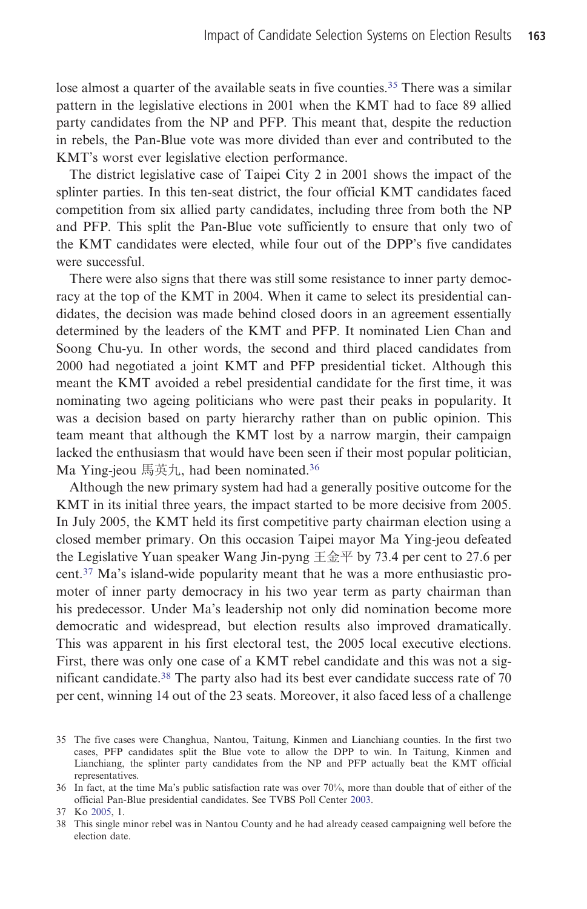lose almost a quarter of the available seats in five counties.[35] There was a similar pattern in the legislative elections in 2001 when the KMT had to face 89 allied party candidates from the NP and PFP. This meant that, despite the reduction in rebels, the Pan-Blue vote was more divided than ever and contributed to the KMT's worst ever legislative election performance.

The district legislative case of Taipei City 2 in 2001 shows the impact of the splinter parties. In this ten-seat district, the four official KMT candidates faced competition from six allied party candidates, including three from both the NP and PFP. This split the Pan-Blue vote sufficiently to ensure that only two of the KMT candidates were elected, while four out of the DPP's five candidates were successful.

There were also signs that there was still some resistance to inner party democracy at the top of the KMT in 2004. When it came to select its presidential candidates, the decision was made behind closed doors in an agreement essentially determined by the leaders of the KMT and PFP. It nominated Lien Chan and Soong Chu-yu. In other words, the second and third placed candidates from 2000 had negotiated a joint KMT and PFP presidential ticket. Although this meant the KMT avoided a rebel presidential candidate for the first time, it was nominating two ageing politicians who were past their peaks in popularity. It was a decision based on party hierarchy rather than on public opinion. This team meant that although the KMT lost by a narrow margin, their campaign lacked the enthusiasm that would have been seen if their most popular politician, Ma Ying-jeou 馬英九, had been nominated.[36]

Although the new primary system had had a generally positive outcome for the KMT in its initial three years, the impact started to be more decisive from 2005. In July 2005, the KMT held its first competitive party chairman election using a closed member primary. On this occasion Taipei mayor Ma Ying-jeou defeated the Legislative Yuan speaker Wang Jin-pyng 王金平 by 73.4 per cent to 27.6 per cent.[37] Ma's island-wide popularity meant that he was a more enthusiastic promoter of inner party democracy in his two year term as party chairman than his predecessor. Under Ma's leadership not only did nomination become more democratic and widespread, but election results also improved dramatically. This was apparent in his first electoral test, the 2005 local executive elections. First, there was only one case of a KMT rebel candidate and this was not a significant candidate.[38] The party also had its best ever candidate success rate of 70 per cent, winning 14 out of the 23 seats. Moreover, it also faced less of a challenge

35 The five cases were Changhua, Nantou, Taitung, Kinmen and Lianchiang counties. In the first two cases, PFP candidates split the Blue vote to allow the DPP to win. In Taitung, Kinmen and Lianchiang, the splinter party candidates from the NP and PFP actually beat the KMT official representatives.

36 In fact, at the time Ma's public satisfaction rate was over 70%, more than double that of either of the official Pan-Blue presidential candidates. See TVBS Poll Center 2003.

37 Ko 2005, 1.

38 This single minor rebel was in Nantou County and he had already ceased campaigning well before the election date.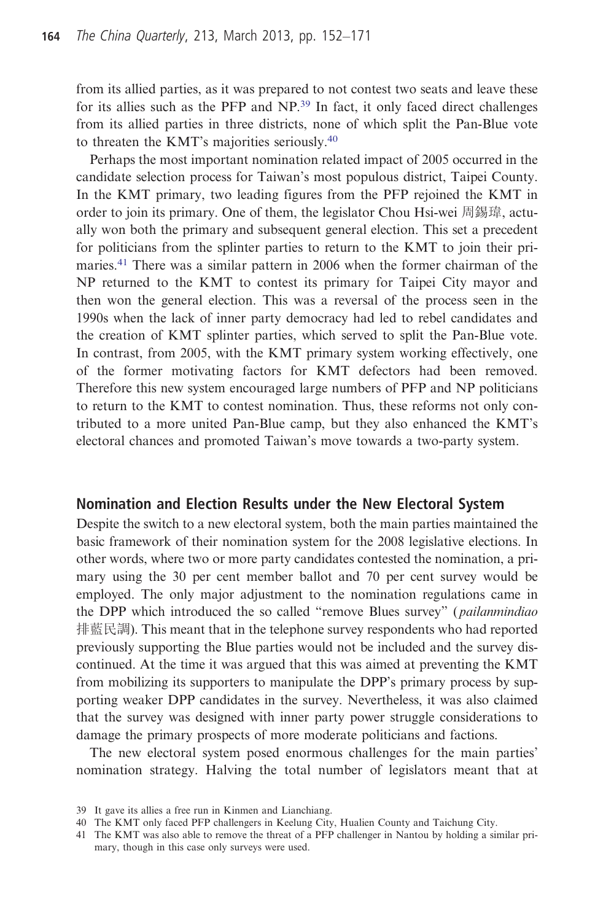from its allied parties, as it was prepared to not contest two seats and leave these for its allies such as the PFP and NP.[39] In fact, it only faced direct challenges from its allied parties in three districts, none of which split the Pan-Blue vote to threaten the KMT's majorities seriously.[40]

Perhaps the most important nomination related impact of 2005 occurred in the candidate selection process for Taiwan's most populous district, Taipei County. In the KMT primary, two leading figures from the PFP rejoined the KMT in order to join its primary. One of them, the legislator Chou Hsi-wei 周錫瑋, actually won both the primary and subsequent general election. This set a precedent for politicians from the splinter parties to return to the KMT to join their primaries.[41] There was a similar pattern in 2006 when the former chairman of the NP returned to the KMT to contest its primary for Taipei City mayor and then won the general election. This was a reversal of the process seen in the 1990s when the lack of inner party democracy had led to rebel candidates and the creation of KMT splinter parties, which served to split the Pan-Blue vote. In contrast, from 2005, with the KMT primary system working effectively, one of the former motivating factors for KMT defectors had been removed. Therefore this new system encouraged large numbers of PFP and NP politicians to return to the KMT to contest nomination. Thus, these reforms not only contributed to a more united Pan-Blue camp, but they also enhanced the KMT's electoral chances and promoted Taiwan's move towards a two-party system.

## Nomination and Election Results under the New Electoral System

Despite the switch to a new electoral system, both the main parties maintained the basic framework of their nomination system for the 2008 legislative elections. In other words, where two or more party candidates contested the nomination, a primary using the 30 per cent member ballot and 70 per cent survey would be employed. The only major adjustment to the nomination regulations came in the DPP which introduced the so called "remove Blues survey" (*pailanmindiao* 排藍民調). This meant that in the telephone survey respondents who had reported previously supporting the Blue parties would not be included and the survey discontinued. At the time it was argued that this was aimed at preventing the KMT from mobilizing its supporters to manipulate the DPP's primary process by supporting weaker DPP candidates in the survey. Nevertheless, it was also claimed that the survey was designed with inner party power struggle considerations to damage the primary prospects of more moderate politicians and factions.

The new electoral system posed enormous challenges for the main parties' nomination strategy. Halving the total number of legislators meant that at

39 It gave its allies a free run in Kinmen and Lianchiang.

40 The KMT only faced PFP challengers in Keelung City, Hualien County and Taichung City.

41 The KMT was also able to remove the threat of a PFP challenger in Nantou by holding a similar primary, though in this case only surveys were used.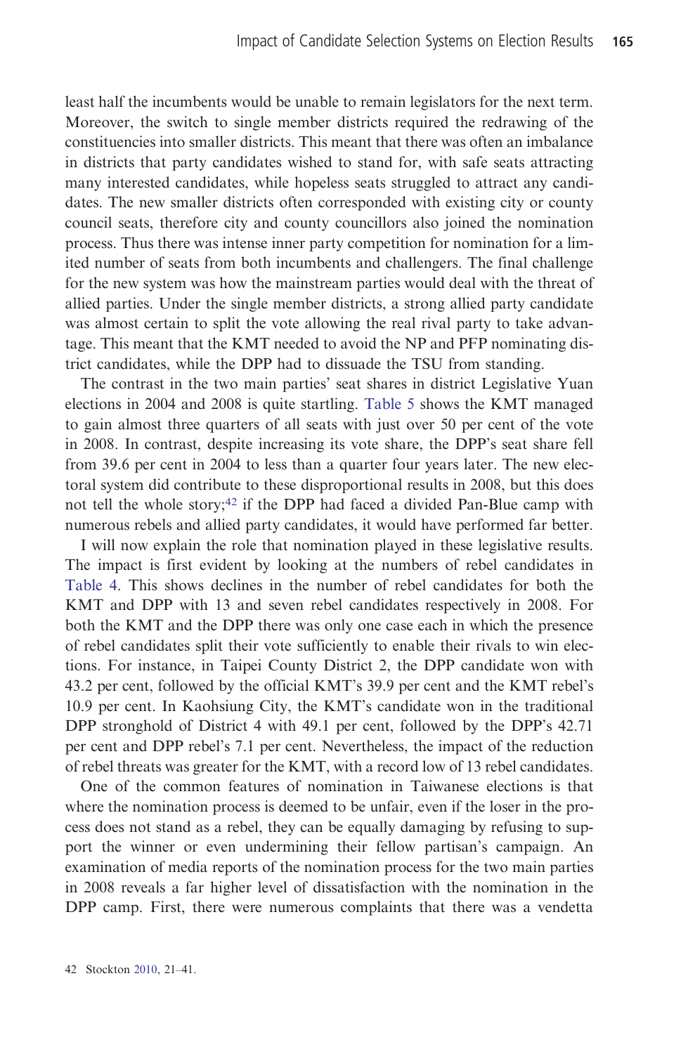least half the incumbents would be unable to remain legislators for the next term. Moreover, the switch to single member districts required the redrawing of the constituencies into smaller districts. This meant that there was often an imbalance in districts that party candidates wished to stand for, with safe seats attracting many interested candidates, while hopeless seats struggled to attract any candidates. The new smaller districts often corresponded with existing city or county council seats, therefore city and county councillors also joined the nomination process. Thus there was intense inner party competition for nomination for a limited number of seats from both incumbents and challengers. The final challenge for the new system was how the mainstream parties would deal with the threat of allied parties. Under the single member districts, a strong allied party candidate was almost certain to split the vote allowing the real rival party to take advantage. This meant that the KMT needed to avoid the NP and PFP nominating district candidates, while the DPP had to dissuade the TSU from standing.

The contrast in the two main parties' seat shares in district Legislative Yuan elections in 2004 and 2008 is quite startling. Table 5 shows the KMT managed to gain almost three quarters of all seats with just over 50 per cent of the vote in 2008. In contrast, despite increasing its vote share, the DPP's seat share fell from 39.6 per cent in 2004 to less than a quarter four years later. The new electoral system did contribute to these disproportional results in 2008, but this does not tell the whole story;[42] if the DPP had faced a divided Pan-Blue camp with numerous rebels and allied party candidates, it would have performed far better.

I will now explain the role that nomination played in these legislative results. The impact is first evident by looking at the numbers of rebel candidates in Table 4. This shows declines in the number of rebel candidates for both the KMT and DPP with 13 and seven rebel candidates respectively in 2008. For both the KMT and the DPP there was only one case each in which the presence of rebel candidates split their vote sufficiently to enable their rivals to win elections. For instance, in Taipei County District 2, the DPP candidate won with 43.2 per cent, followed by the official KMT's 39.9 per cent and the KMT rebel's 10.9 per cent. In Kaohsiung City, the KMT's candidate won in the traditional DPP stronghold of District 4 with 49.1 per cent, followed by the DPP's 42.71 per cent and DPP rebel's 7.1 per cent. Nevertheless, the impact of the reduction of rebel threats was greater for the KMT, with a record low of 13 rebel candidates.

One of the common features of nomination in Taiwanese elections is that where the nomination process is deemed to be unfair, even if the loser in the process does not stand as a rebel, they can be equally damaging by refusing to support the winner or even undermining their fellow partisan's campaign. An examination of media reports of the nomination process for the two main parties in 2008 reveals a far higher level of dissatisfaction with the nomination in the DPP camp. First, there were numerous complaints that there was a vendetta

42 Stockton 2010, 21–41.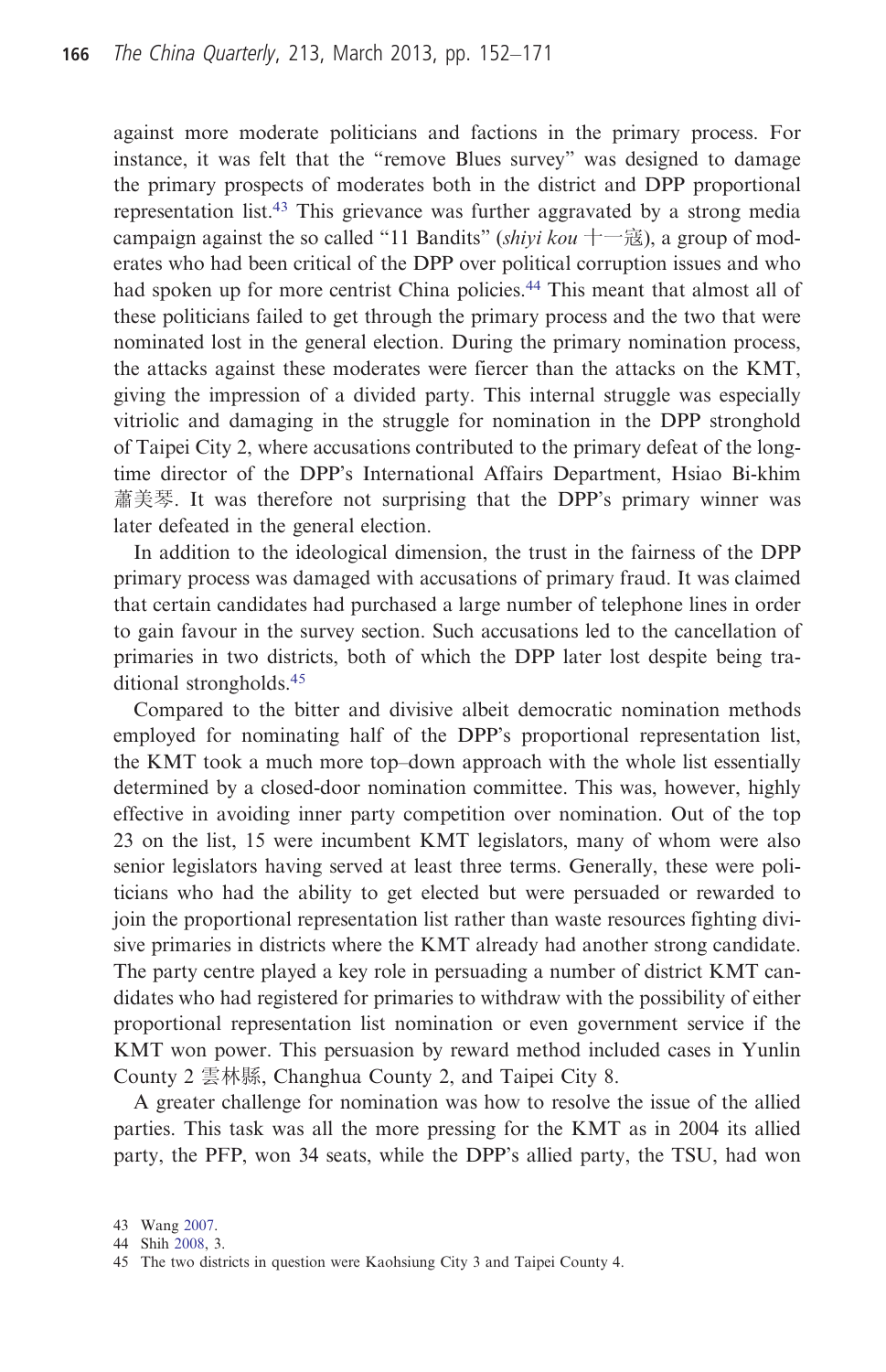against more moderate politicians and factions in the primary process. For instance, it was felt that the "remove Blues survey" was designed to damage the primary prospects of moderates both in the district and DPP proportional representation list.[43] This grievance was further aggravated by a strong media campaign against the so called "11 Bandits" (*shiyi kou* 十一寇), a group of moderates who had been critical of the DPP over political corruption issues and who had spoken up for more centrist China policies.[44] This meant that almost all of these politicians failed to get through the primary process and the two that were nominated lost in the general election. During the primary nomination process, the attacks against these moderates were fiercer than the attacks on the KMT, giving the impression of a divided party. This internal struggle was especially vitriolic and damaging in the struggle for nomination in the DPP stronghold of Taipei City 2, where accusations contributed to the primary defeat of the long-time director of the DPP's International Affairs Department, Hsiao Bi-khim 蕭美琴. It was therefore not surprising that the DPP's primary winner was later defeated in the general election.

In addition to the ideological dimension, the trust in the fairness of the DPP primary process was damaged with accusations of primary fraud. It was claimed that certain candidates had purchased a large number of telephone lines in order to gain favour in the survey section. Such accusations led to the cancellation of primaries in two districts, both of which the DPP later lost despite being traditional strongholds.[45]

Compared to the bitter and divisive albeit democratic nomination methods employed for nominating half of the DPP's proportional representation list, the KMT took a much more top–down approach with the whole list essentially determined by a closed-door nomination committee. This was, however, highly effective in avoiding inner party competition over nomination. Out of the top 23 on the list, 15 were incumbent KMT legislators, many of whom were also senior legislators having served at least three terms. Generally, these were politicians who had the ability to get elected but were persuaded or rewarded to join the proportional representation list rather than waste resources fighting divisive primaries in districts where the KMT already had another strong candidate. The party centre played a key role in persuading a number of district KMT candidates who had registered for primaries to withdraw with the possibility of either proportional representation list nomination or even government service if the KMT won power. This persuasion by reward method included cases in Yunlin County 2 雲林縣, Changhua County 2, and Taipei City 8.

A greater challenge for nomination was how to resolve the issue of the allied parties. This task was all the more pressing for the KMT as in 2004 its allied party, the PFP, won 34 seats, while the DPP's allied party, the TSU, had won

43 Wang 2007.

44 Shih 2008, 3.

45 The two districts in question were Kaohsiung City 3 and Taipei County 4.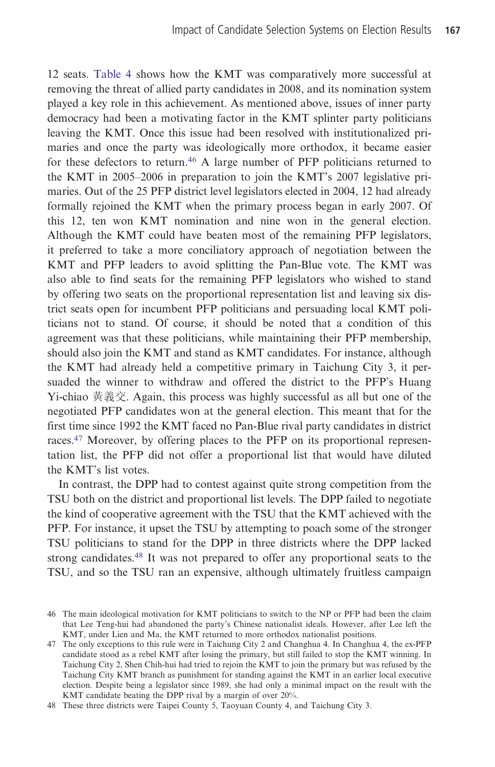12 seats. Table 4 shows how the KMT was comparatively more successful at removing the threat of allied party candidates in 2008, and its nomination system played a key role in this achievement. As mentioned above, issues of inner party democracy had been a motivating factor in the KMT splinter party politicians leaving the KMT. Once this issue had been resolved with institutionalized primaries and once the party was ideologically more orthodox, it became easier for these defectors to return.[46] A large number of PFP politicians returned to the KMT in 2005–2006 in preparation to join the KMT's 2007 legislative primaries. Out of the 25 PFP district level legislators elected in 2004, 12 had already formally rejoined the KMT when the primary process began in early 2007. Of this 12, ten won KMT nomination and nine won in the general election. Although the KMT could have beaten most of the remaining PFP legislators, it preferred to take a more conciliatory approach of negotiation between the KMT and PFP leaders to avoid splitting the Pan-Blue vote. The KMT was also able to find seats for the remaining PFP legislators who wished to stand by offering two seats on the proportional representation list and leaving six district seats open for incumbent PFP politicians and persuading local KMT politicians not to stand. Of course, it should be noted that a condition of this agreement was that these politicians, while maintaining their PFP membership, should also join the KMT and stand as KMT candidates. For instance, although the KMT had already held a competitive primary in Taichung City 3, it persuaded the winner to withdraw and offered the district to the PFP's Huang Yi-chiao 黃義交. Again, this process was highly successful as all but one of the negotiated PFP candidates won at the general election. This meant that for the first time since 1992 the KMT faced no Pan-Blue rival party candidates in district races.[47] Moreover, by offering places to the PFP on its proportional representation list, the PFP did not offer a proportional list that would have diluted the KMT's list votes.

In contrast, the DPP had to contest against quite strong competition from the TSU both on the district and proportional list levels. The DPP failed to negotiate the kind of cooperative agreement with the TSU that the KMT achieved with the PFP. For instance, it upset the TSU by attempting to poach some of the stronger TSU politicians to stand for the DPP in three districts where the DPP lacked strong candidates.[48] It was not prepared to offer any proportional seats to the TSU, and so the TSU ran an expensive, although ultimately fruitless campaign

46 The main ideological motivation for KMT politicians to switch to the NP or PFP had been the claim that Lee Teng-hui had abandoned the party's Chinese nationalist ideals. However, after Lee left the KMT, under Lien and Ma, the KMT returned to more orthodox nationalist positions.

47 The only exceptions to this rule were in Taichung City 2 and Changhua 4. In Changhua 4, the ex-PFP candidate stood as a rebel KMT after losing the primary, but still failed to stop the KMT winning. In Taichung City 2, Shen Chih-hui had tried to rejoin the KMT to join the primary but was refused by the Taichung City KMT branch as punishment for standing against the KMT in an earlier local executive election. Despite being a legislator since 1989, she had only a minimal impact on the result with the KMT candidate beating the DPP rival by a margin of over 20%.

48 These three districts were Taipei County 5, Taoyuan County 4, and Taichung City 3.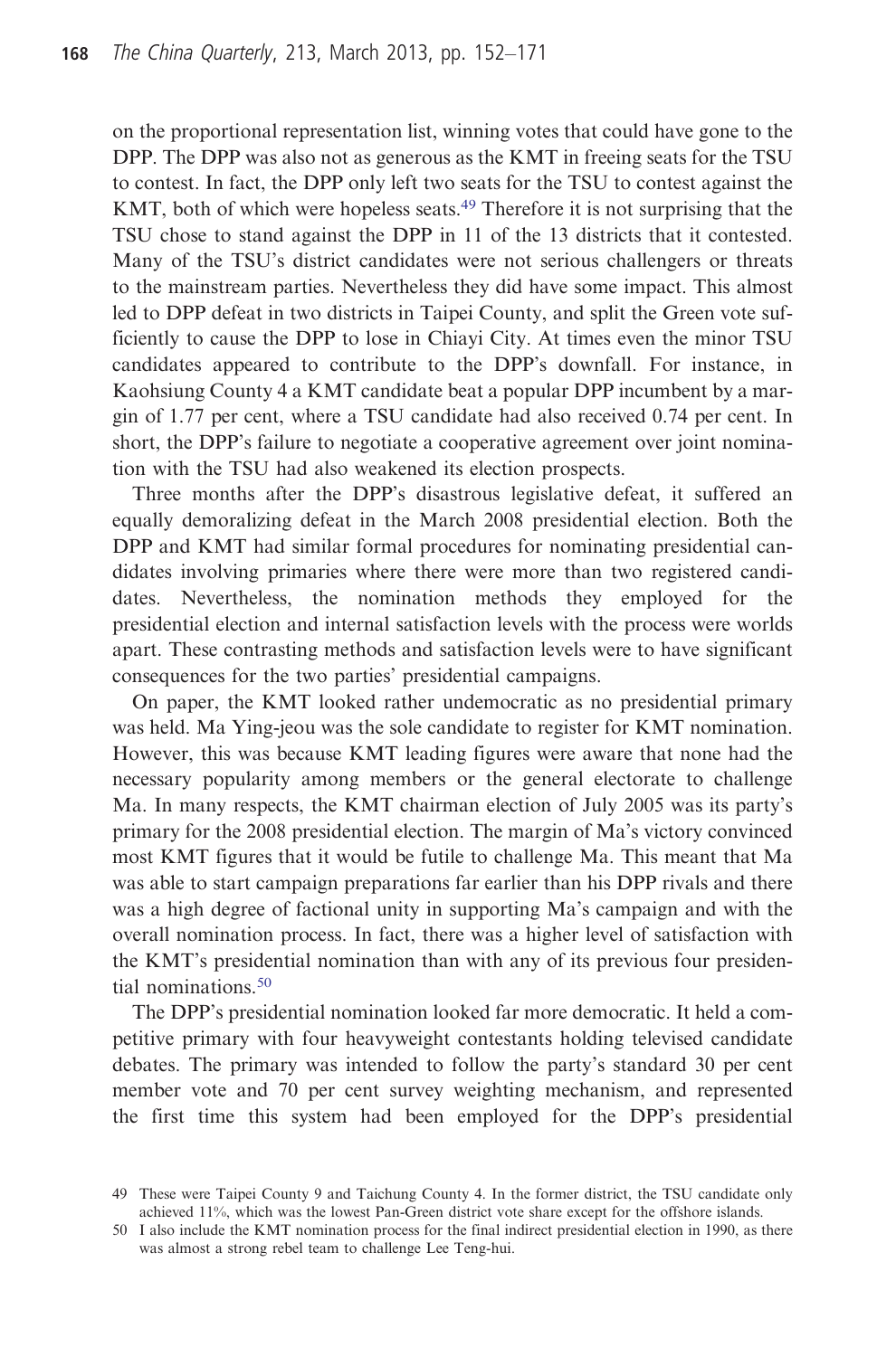on the proportional representation list, winning votes that could have gone to the DPP. The DPP was also not as generous as the KMT in freeing seats for the TSU to contest. In fact, the DPP only left two seats for the TSU to contest against the KMT, both of which were hopeless seats.[49] Therefore it is not surprising that the TSU chose to stand against the DPP in 11 of the 13 districts that it contested. Many of the TSU's district candidates were not serious challengers or threats to the mainstream parties. Nevertheless they did have some impact. This almost led to DPP defeat in two districts in Taipei County, and split the Green vote sufficiently to cause the DPP to lose in Chiayi City. At times even the minor TSU candidates appeared to contribute to the DPP's downfall. For instance, in Kaohsiung County 4 a KMT candidate beat a popular DPP incumbent by a margin of 1.77 per cent, where a TSU candidate had also received 0.74 per cent. In short, the DPP's failure to negotiate a cooperative agreement over joint nomination with the TSU had also weakened its election prospects.

Three months after the DPP's disastrous legislative defeat, it suffered an equally demoralizing defeat in the March 2008 presidential election. Both the DPP and KMT had similar formal procedures for nominating presidential candidates involving primaries where there were more than two registered candidates. Nevertheless, the nomination methods they employed for the presidential election and internal satisfaction levels with the process were worlds apart. These contrasting methods and satisfaction levels were to have significant consequences for the two parties' presidential campaigns.

On paper, the KMT looked rather undemocratic as no presidential primary was held. Ma Ying-jeou was the sole candidate to register for KMT nomination. However, this was because KMT leading figures were aware that none had the necessary popularity among members or the general electorate to challenge Ma. In many respects, the KMT chairman election of July 2005 was its party's primary for the 2008 presidential election. The margin of Ma's victory convinced most KMT figures that it would be futile to challenge Ma. This meant that Ma was able to start campaign preparations far earlier than his DPP rivals and there was a high degree of factional unity in supporting Ma's campaign and with the overall nomination process. In fact, there was a higher level of satisfaction with the KMT's presidential nomination than with any of its previous four presidential nominations.[50]

The DPP's presidential nomination looked far more democratic. It held a competitive primary with four heavyweight contestants holding televised candidate debates. The primary was intended to follow the party's standard 30 per cent member vote and 70 per cent survey weighting mechanism, and represented the first time this system had been employed for the DPP's presidential

---

49 These were Taipei County 9 and Taichung County 4. In the former district, the TSU candidate only achieved 11%, which was the lowest Pan-Green district vote share except for the offshore islands.

50 I also include the KMT nomination process for the final indirect presidential election in 1990, as there was almost a strong rebel team to challenge Lee Teng-hui.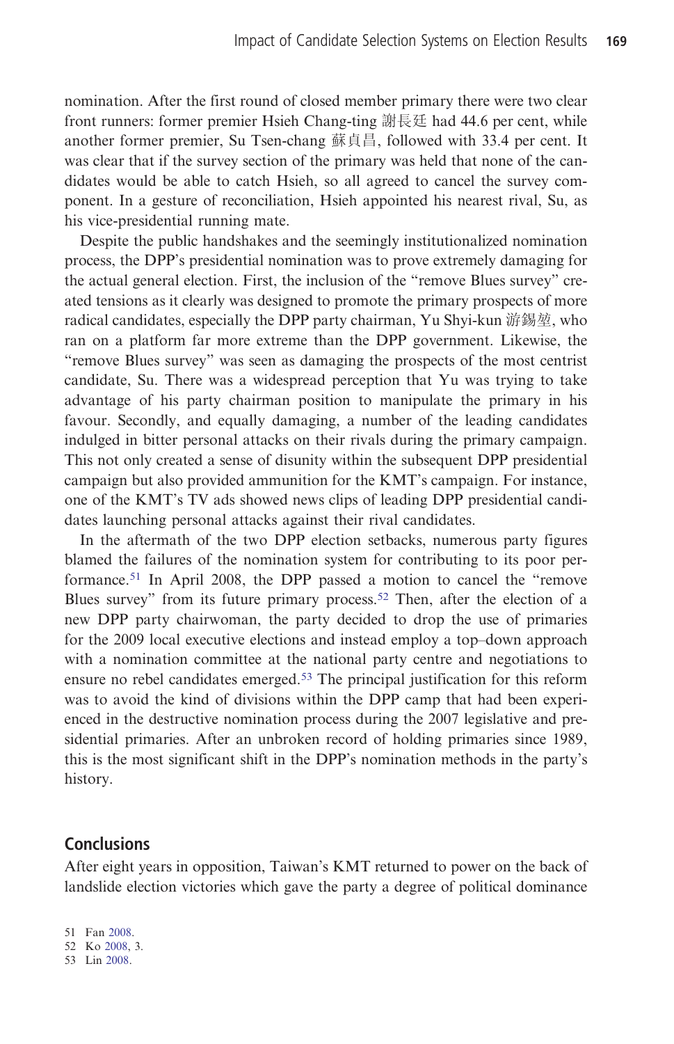nomination. After the first round of closed member primary there were two clear front runners: former premier Hsieh Chang-ting 謝長廷 had 44.6 per cent, while another former premier, Su Tsen-chang 蘇貞昌, followed with 33.4 per cent. It was clear that if the survey section of the primary was held that none of the candidates would be able to catch Hsieh, so all agreed to cancel the survey component. In a gesture of reconciliation, Hsieh appointed his nearest rival, Su, as his vice-presidential running mate.

Despite the public handshakes and the seemingly institutionalized nomination process, the DPP's presidential nomination was to prove extremely damaging for the actual general election. First, the inclusion of the "remove Blues survey" created tensions as it clearly was designed to promote the primary prospects of more radical candidates, especially the DPP party chairman, Yu Shyi-kun 游錫堃, who ran on a platform far more extreme than the DPP government. Likewise, the "remove Blues survey" was seen as damaging the prospects of the most centrist candidate, Su. There was a widespread perception that Yu was trying to take advantage of his party chairman position to manipulate the primary in his favour. Secondly, and equally damaging, a number of the leading candidates indulged in bitter personal attacks on their rivals during the primary campaign. This not only created a sense of disunity within the subsequent DPP presidential campaign but also provided ammunition for the KMT's campaign. For instance, one of the KMT's TV ads showed news clips of leading DPP presidential candidates launching personal attacks against their rival candidates.

In the aftermath of the two DPP election setbacks, numerous party figures blamed the failures of the nomination system for contributing to its poor performance.[51] In April 2008, the DPP passed a motion to cancel the "remove Blues survey" from its future primary process.[52] Then, after the election of a new DPP party chairwoman, the party decided to drop the use of primaries for the 2009 local executive elections and instead employ a top–down approach with a nomination committee at the national party centre and negotiations to ensure no rebel candidates emerged.[53] The principal justification for this reform was to avoid the kind of divisions within the DPP camp that had been experienced in the destructive nomination process during the 2007 legislative and presidential primaries. After an unbroken record of holding primaries since 1989, this is the most significant shift in the DPP's nomination methods in the party's history.

## Conclusions

After eight years in opposition, Taiwan's KMT returned to power on the back of landslide election victories which gave the party a degree of political dominance

51 Fan 2008.
52 Ko 2008, 3.
53 Lin 2008.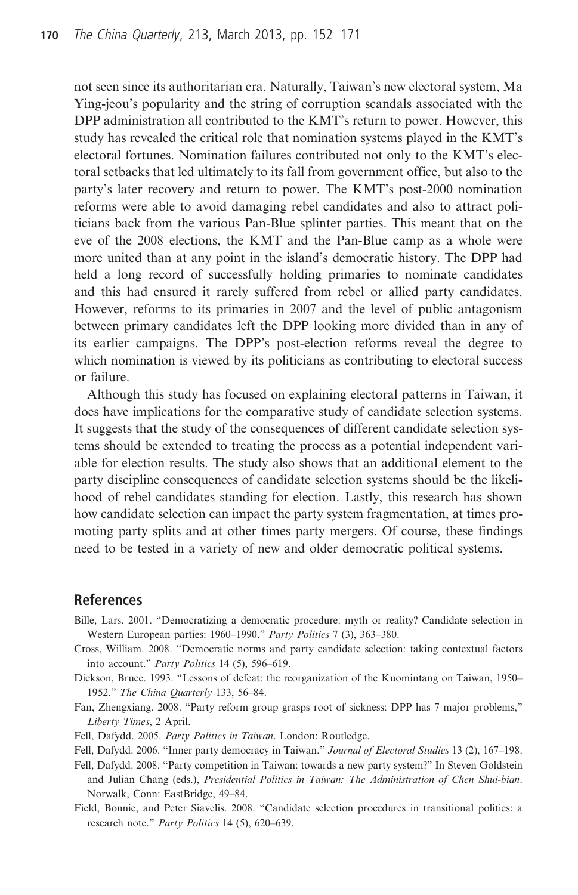not seen since its authoritarian era. Naturally, Taiwan's new electoral system, Ma Ying-jeou's popularity and the string of corruption scandals associated with the DPP administration all contributed to the KMT's return to power. However, this study has revealed the critical role that nomination systems played in the KMT's electoral fortunes. Nomination failures contributed not only to the KMT's electoral setbacks that led ultimately to its fall from government office, but also to the party's later recovery and return to power. The KMT's post-2000 nomination reforms were able to avoid damaging rebel candidates and also to attract politicians back from the various Pan-Blue splinter parties. This meant that on the eve of the 2008 elections, the KMT and the Pan-Blue camp as a whole were more united than at any point in the island's democratic history. The DPP had held a long record of successfully holding primaries to nominate candidates and this had ensured it rarely suffered from rebel or allied party candidates. However, reforms to its primaries in 2007 and the level of public antagonism between primary candidates left the DPP looking more divided than in any of its earlier campaigns. The DPP's post-election reforms reveal the degree to which nomination is viewed by its politicians as contributing to electoral success or failure.

Although this study has focused on explaining electoral patterns in Taiwan, it does have implications for the comparative study of candidate selection systems. It suggests that the study of the consequences of different candidate selection systems should be extended to treating the process as a potential independent variable for election results. The study also shows that an additional element to the party discipline consequences of candidate selection systems should be the likelihood of rebel candidates standing for election. Lastly, this research has shown how candidate selection can impact the party system fragmentation, at times promoting party splits and at other times party mergers. Of course, these findings need to be tested in a variety of new and older democratic political systems.

## References

Bille, Lars. 2001. "Democratizing a democratic procedure: myth or reality? Candidate selection in Western European parties: 1960–1990." *Party Politics* 7 (3), 363–380.

Cross, William. 2008. "Democratic norms and party candidate selection: taking contextual factors into account." *Party Politics* 14 (5), 596–619.

Dickson, Bruce. 1993. "Lessons of defeat: the reorganization of the Kuomintang on Taiwan, 1950–1952." *The China Quarterly* 133, 56–84.

Fan, Zhengxiang. 2008. "Party reform group grasps root of sickness: DPP has 7 major problems," *Liberty Times*, 2 April.

Fell, Dafydd. 2005. *Party Politics in Taiwan*. London: Routledge.

Fell, Dafydd. 2006. "Inner party democracy in Taiwan." *Journal of Electoral Studies* 13 (2), 167–198.

Fell, Dafydd. 2008. "Party competition in Taiwan: towards a new party system?" In Steven Goldstein and Julian Chang (eds.), *Presidential Politics in Taiwan: The Administration of Chen Shui-bian*. Norwalk, Conn: EastBridge, 49–84.

Field, Bonnie, and Peter Siavelis. 2008. "Candidate selection procedures in transitional polities: a research note." *Party Politics* 14 (5), 620–639.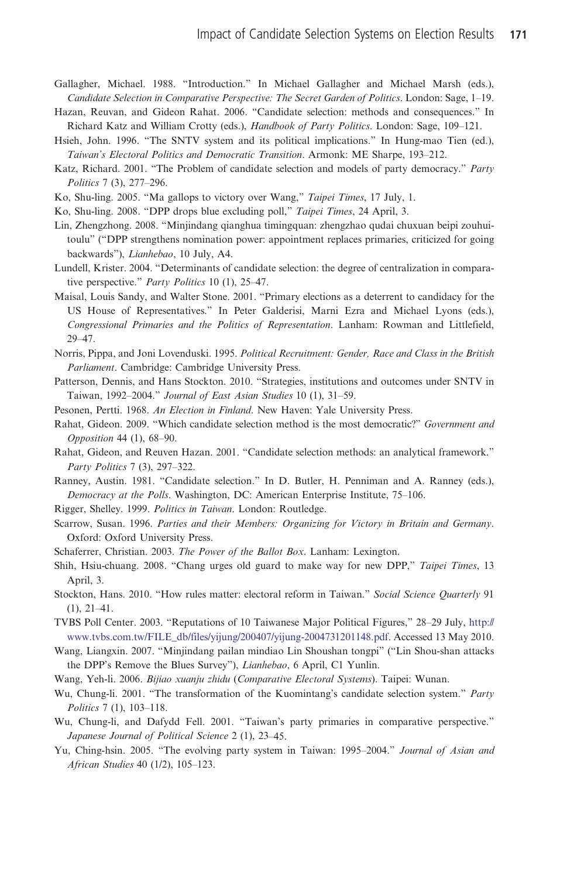Gallagher, Michael. 1988. "Introduction." In Michael Gallagher and Michael Marsh (eds.), *Candidate Selection in Comparative Perspective: The Secret Garden of Politics*. London: Sage, 1–19.

Hazan, Reuvan, and Gideon Rahat. 2006. "Candidate selection: methods and consequences." In Richard Katz and William Crotty (eds.), *Handbook of Party Politics*. London: Sage, 109–121.

Hsieh, John. 1996. "The SNTV system and its political implications." In Hung-mao Tien (ed.), *Taiwan's Electoral Politics and Democratic Transition*. Armonk: ME Sharpe, 193–212.

Katz, Richard. 2001. "The Problem of candidate selection and models of party democracy." *Party Politics* 7 (3), 277–296.

Ko, Shu-ling. 2005. "Ma gallops to victory over Wang," *Taipei Times*, 17 July, 1.

Ko, Shu-ling. 2008. "DPP drops blue excluding poll," *Taipei Times*, 24 April, 3.

Lin, Zhengzhong. 2008. "Minjindang qianghua timingquan: zhengzhao qudai chuxuan beipi zouhuitoulu" ("DPP strengthens nomination power: appointment replaces primaries, criticized for going backwards"), *Lianhebao*, 10 July, A4.

Lundell, Krister. 2004. "Determinants of candidate selection: the degree of centralization in comparative perspective." *Party Politics* 10 (1), 25–47.

Maisal, Louis Sandy, and Walter Stone. 2001. "Primary elections as a deterrent to candidacy for the US House of Representatives." In Peter Galderisi, Marni Ezra and Michael Lyons (eds.), *Congressional Primaries and the Politics of Representation*. Lanham: Rowman and Littlefield, 29–47.

Norris, Pippa, and Joni Lovenduski. 1995. *Political Recruitment: Gender, Race and Class in the British Parliament*. Cambridge: Cambridge University Press.

Patterson, Dennis, and Hans Stockton. 2010. "Strategies, institutions and outcomes under SNTV in Taiwan, 1992–2004." *Journal of East Asian Studies* 10 (1), 31–59.

Pesonen, Pertti. 1968. *An Election in Finland*. New Haven: Yale University Press.

Rahat, Gideon. 2009. "Which candidate selection method is the most democratic?" *Government and Opposition* 44 (1), 68–90.

Rahat, Gideon, and Reuven Hazan. 2001. "Candidate selection methods: an analytical framework." *Party Politics* 7 (3), 297–322.

Ranney, Austin. 1981. "Candidate selection." In D. Butler, H. Penniman and A. Ranney (eds.), *Democracy at the Polls*. Washington, DC: American Enterprise Institute, 75–106.

Rigger, Shelley. 1999. *Politics in Taiwan*. London: Routledge.

Scarrow, Susan. 1996. *Parties and their Members: Organizing for Victory in Britain and Germany*. Oxford: Oxford University Press.

Schaferrer, Christian. 2003. *The Power of the Ballot Box*. Lanham: Lexington.

Shih, Hsiu-chuang. 2008. "Chang urges old guard to make way for new DPP," *Taipei Times*, 13 April, 3.

Stockton, Hans. 2010. "How rules matter: electoral reform in Taiwan." *Social Science Quarterly* 91 (1), 21–41.

TVBS Poll Center. 2003. "Reputations of 10 Taiwanese Major Political Figures," 28–29 July, http://www.tvbs.com.tw/FILE_db/files/yijung/200407/yijung-2004731201148.pdf. Accessed 13 May 2010.

Wang, Liangxin. 2007. "Minjindang pailan mindiao Lin Shoushan tongpi" ("Lin Shou-shan attacks the DPP's Remove the Blues Survey"), *Lianhebao*, 6 April, C1 Yunlin.

Wang, Yeh-li. 2006. *Bijiao xuanju zhidu* (*Comparative Electoral Systems*). Taipei: Wunan.

Wu, Chung-li. 2001. "The transformation of the Kuomintang's candidate selection system." *Party Politics* 7 (1), 103–118.

Wu, Chung-li, and Dafydd Fell. 2001. "Taiwan's party primaries in comparative perspective." *Japanese Journal of Political Science* 2 (1), 23–45.

Yu, Ching-hsin. 2005. "The evolving party system in Taiwan: 1995–2004." *Journal of Asian and African Studies* 40 (1/2), 105–123.